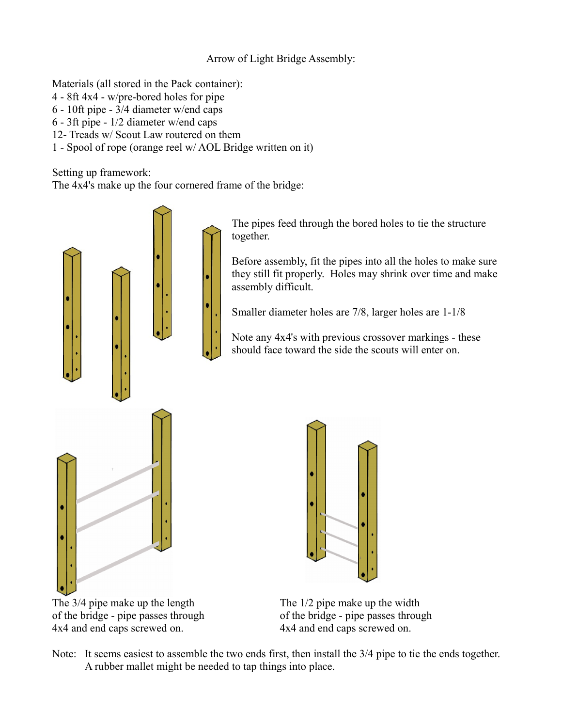# Arrow of Light Bridge Assembly:

Materials (all stored in the Pack container):

4 - 8ft 4x4 - w/pre-bored holes for pipe
6 - 10ft pipe - 3/4 diameter w/end caps
6 - 3ft pipe - 1/2 diameter w/end caps
12- Treads w/ Scout Law routered on them
1 - Spool of rope (orange reel w/ AOL Bridge written on it)

Setting up framework:
The 4x4's make up the four cornered frame of the bridge:

The pipes feed through the bored holes to tie the structure together.

Before assembly, fit the pipes into all the holes to make sure they still fit properly. Holes may shrink over time and make assembly difficult.

Smaller diameter holes are 7/8, larger holes are 1-1/8

Note any 4x4's with previous crossover markings - these should face toward the side the scouts will enter on.

The 3/4 pipe make up the length of the bridge - pipe passes through 4x4 and end caps screwed on.

The 1/2 pipe make up the width of the bridge - pipe passes through 4x4 and end caps screwed on.

Note: It seems easiest to assemble the two ends first, then install the 3/4 pipe to tie the ends together. A rubber mallet might be needed to tap things into place.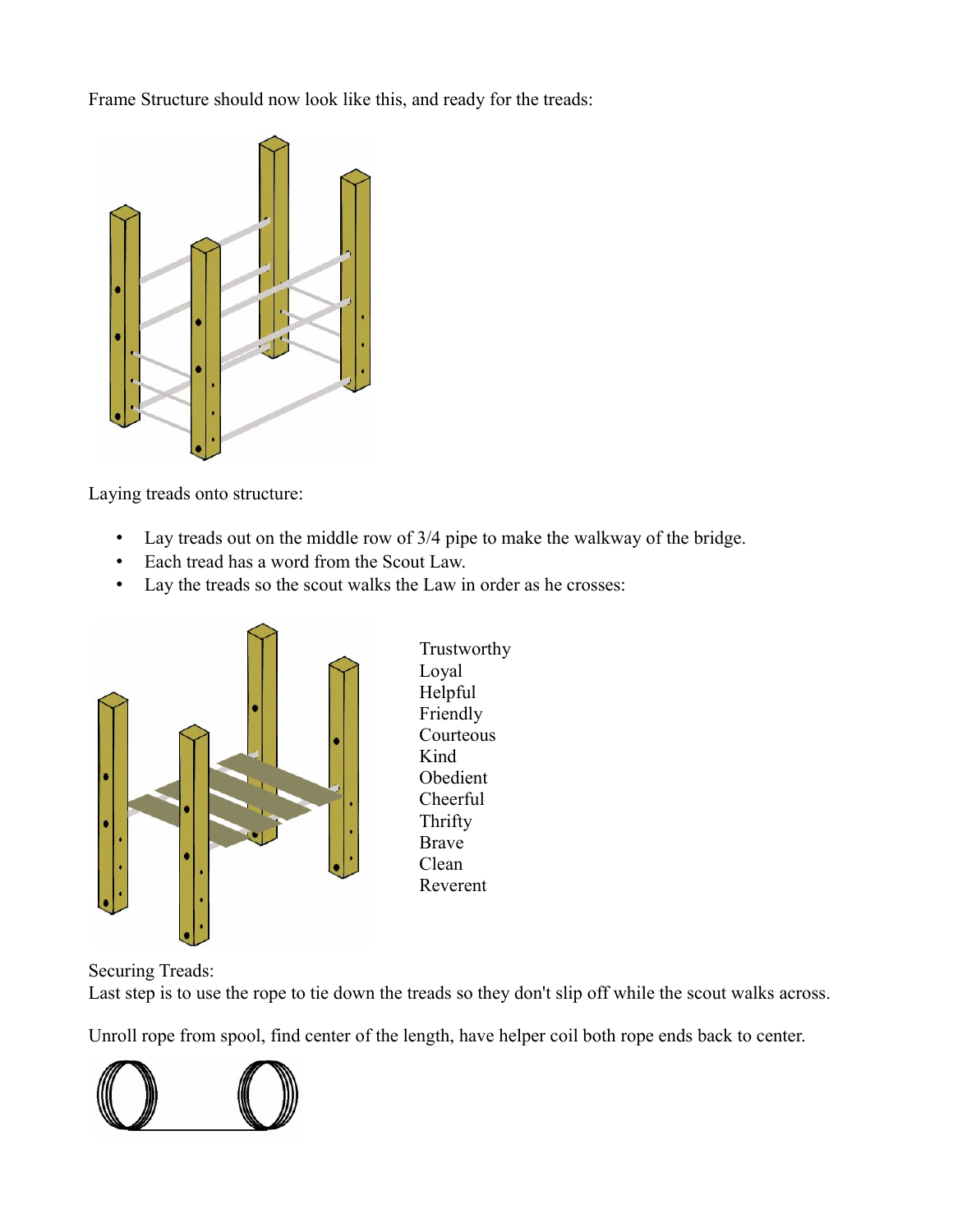Frame Structure should now look like this, and ready for the treads:

Laying treads onto structure:

- Lay treads out on the middle row of 3/4 pipe to make the walkway of the bridge.
- Each tread has a word from the Scout Law.
- Lay the treads so the scout walks the Law in order as he crosses:

Trustworthy
Loyal
Helpful
Friendly
Courteous
Kind
Obedient
Cheerful
Thrifty
Brave
Clean
Reverent

Securing Treads:
Last step is to use the rope to tie down the treads so they don't slip off while the scout walks across.

Unroll rope from spool, find center of the length, have helper coil both rope ends back to center.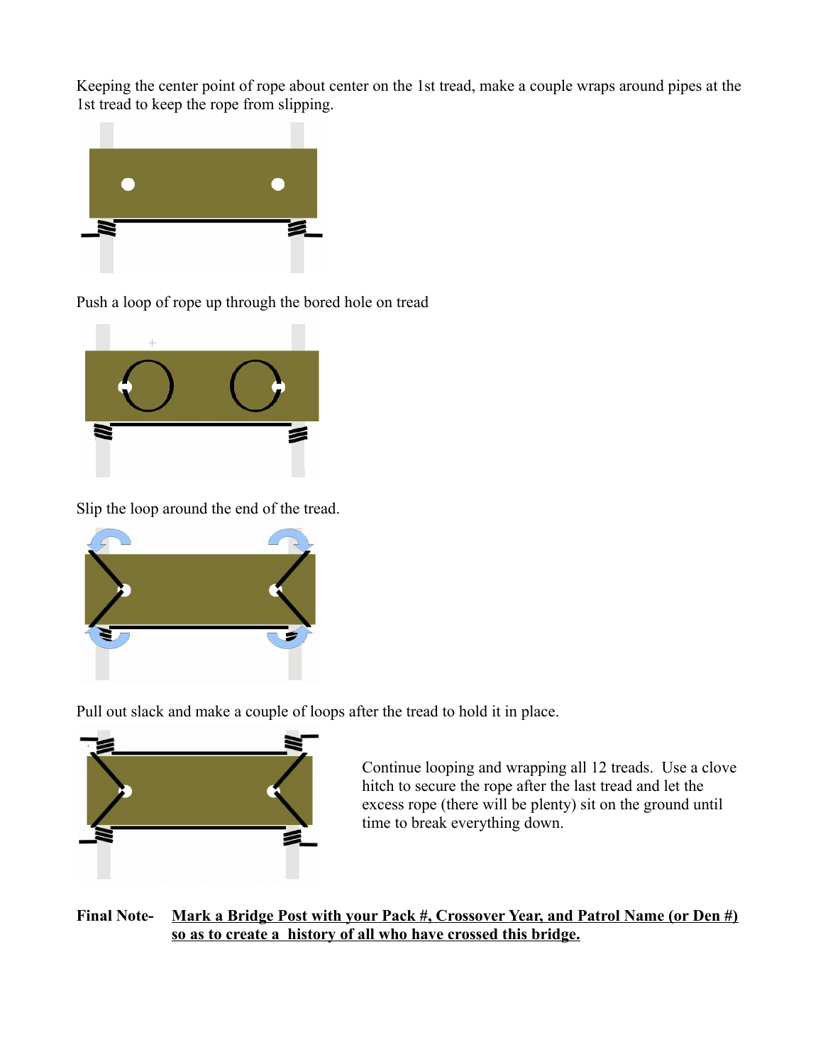Keeping the center point of rope about center on the 1st tread, make a couple wraps around pipes at the 1st tread to keep the rope from slipping.

Push a loop of rope up through the bored hole on tread

Slip the loop around the end of the tread.

Pull out slack and make a couple of loops after the tread to hold it in place.

Continue looping and wrapping all 12 treads. Use a clove hitch to secure the rope after the last tread and let the excess rope (there will be plenty) sit on the ground until time to break everything down.

**Final Note-** **Mark a Bridge Post with your Pack #, Crossover Year, and Patrol Name (or Den #) so as to create a history of all who have crossed this bridge.**